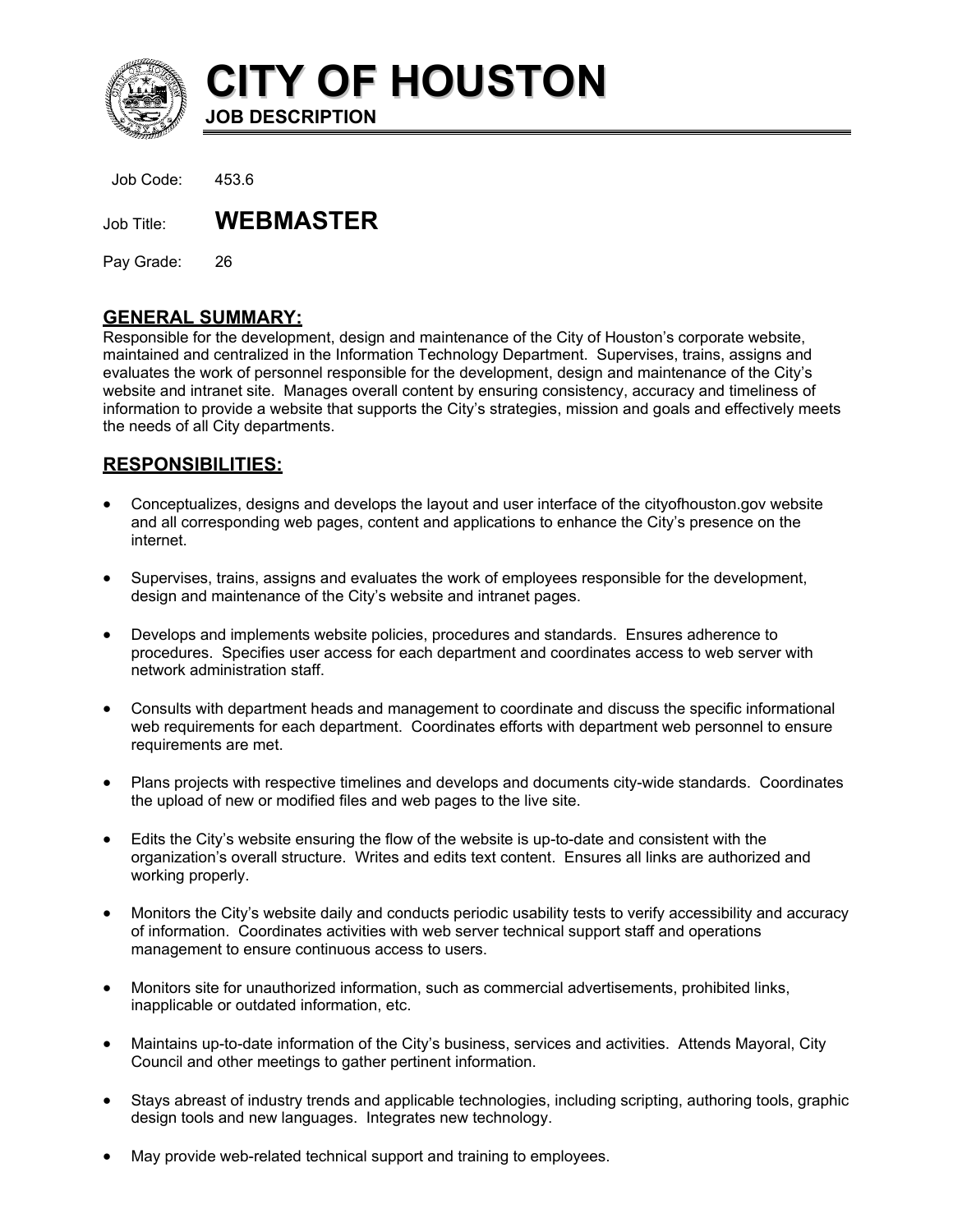# CITY OF HOUSTON

**JOB DESCRIPTION**

Job Code: 453.6

Job Title: **WEBMASTER**

Pay Grade: 26

## GENERAL SUMMARY:

Responsible for the development, design and maintenance of the City of Houston's corporate website, maintained and centralized in the Information Technology Department. Supervises, trains, assigns and evaluates the work of personnel responsible for the development, design and maintenance of the City's website and intranet site. Manages overall content by ensuring consistency, accuracy and timeliness of information to provide a website that supports the City's strategies, mission and goals and effectively meets the needs of all City departments.

## RESPONSIBILITIES:

- Conceptualizes, designs and develops the layout and user interface of the cityofhouston.gov website and all corresponding web pages, content and applications to enhance the City's presence on the internet.

- Supervises, trains, assigns and evaluates the work of employees responsible for the development, design and maintenance of the City's website and intranet pages.

- Develops and implements website policies, procedures and standards. Ensures adherence to procedures. Specifies user access for each department and coordinates access to web server with network administration staff.

- Consults with department heads and management to coordinate and discuss the specific informational web requirements for each department. Coordinates efforts with department web personnel to ensure requirements are met.

- Plans projects with respective timelines and develops and documents city-wide standards. Coordinates the upload of new or modified files and web pages to the live site.

- Edits the City's website ensuring the flow of the website is up-to-date and consistent with the organization's overall structure. Writes and edits text content. Ensures all links are authorized and working properly.

- Monitors the City's website daily and conducts periodic usability tests to verify accessibility and accuracy of information. Coordinates activities with web server technical support staff and operations management to ensure continuous access to users.

- Monitors site for unauthorized information, such as commercial advertisements, prohibited links, inapplicable or outdated information, etc.

- Maintains up-to-date information of the City's business, services and activities. Attends Mayoral, City Council and other meetings to gather pertinent information.

- Stays abreast of industry trends and applicable technologies, including scripting, authoring tools, graphic design tools and new languages. Integrates new technology.

- May provide web-related technical support and training to employees.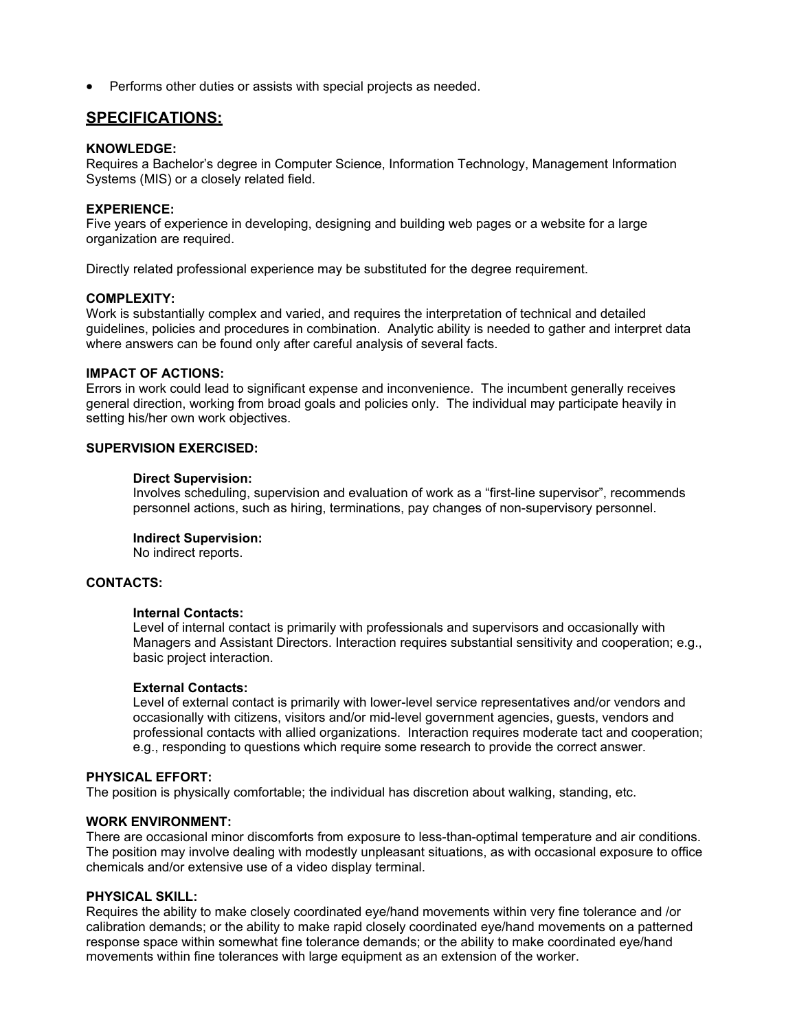- Performs other duties or assists with special projects as needed.

## SPECIFICATIONS:

**KNOWLEDGE:**
Requires a Bachelor's degree in Computer Science, Information Technology, Management Information Systems (MIS) or a closely related field.

**EXPERIENCE:**
Five years of experience in developing, designing and building web pages or a website for a large organization are required.

Directly related professional experience may be substituted for the degree requirement.

**COMPLEXITY:**
Work is substantially complex and varied, and requires the interpretation of technical and detailed guidelines, policies and procedures in combination. Analytic ability is needed to gather and interpret data where answers can be found only after careful analysis of several facts.

**IMPACT OF ACTIONS:**
Errors in work could lead to significant expense and inconvenience. The incumbent generally receives general direction, working from broad goals and policies only. The individual may participate heavily in setting his/her own work objectives.

**SUPERVISION EXERCISED:**

**Direct Supervision:**
Involves scheduling, supervision and evaluation of work as a "first-line supervisor", recommends personnel actions, such as hiring, terminations, pay changes of non-supervisory personnel.

**Indirect Supervision:**
No indirect reports.

**CONTACTS:**

**Internal Contacts:**
Level of internal contact is primarily with professionals and supervisors and occasionally with Managers and Assistant Directors. Interaction requires substantial sensitivity and cooperation; e.g., basic project interaction.

**External Contacts:**
Level of external contact is primarily with lower-level service representatives and/or vendors and occasionally with citizens, visitors and/or mid-level government agencies, guests, vendors and professional contacts with allied organizations. Interaction requires moderate tact and cooperation; e.g., responding to questions which require some research to provide the correct answer.

**PHYSICAL EFFORT:**
The position is physically comfortable; the individual has discretion about walking, standing, etc.

**WORK ENVIRONMENT:**
There are occasional minor discomforts from exposure to less-than-optimal temperature and air conditions. The position may involve dealing with modestly unpleasant situations, as with occasional exposure to office chemicals and/or extensive use of a video display terminal.

**PHYSICAL SKILL:**
Requires the ability to make closely coordinated eye/hand movements within very fine tolerance and /or calibration demands; or the ability to make rapid closely coordinated eye/hand movements on a patterned response space within somewhat fine tolerance demands; or the ability to make coordinated eye/hand movements within fine tolerances with large equipment as an extension of the worker.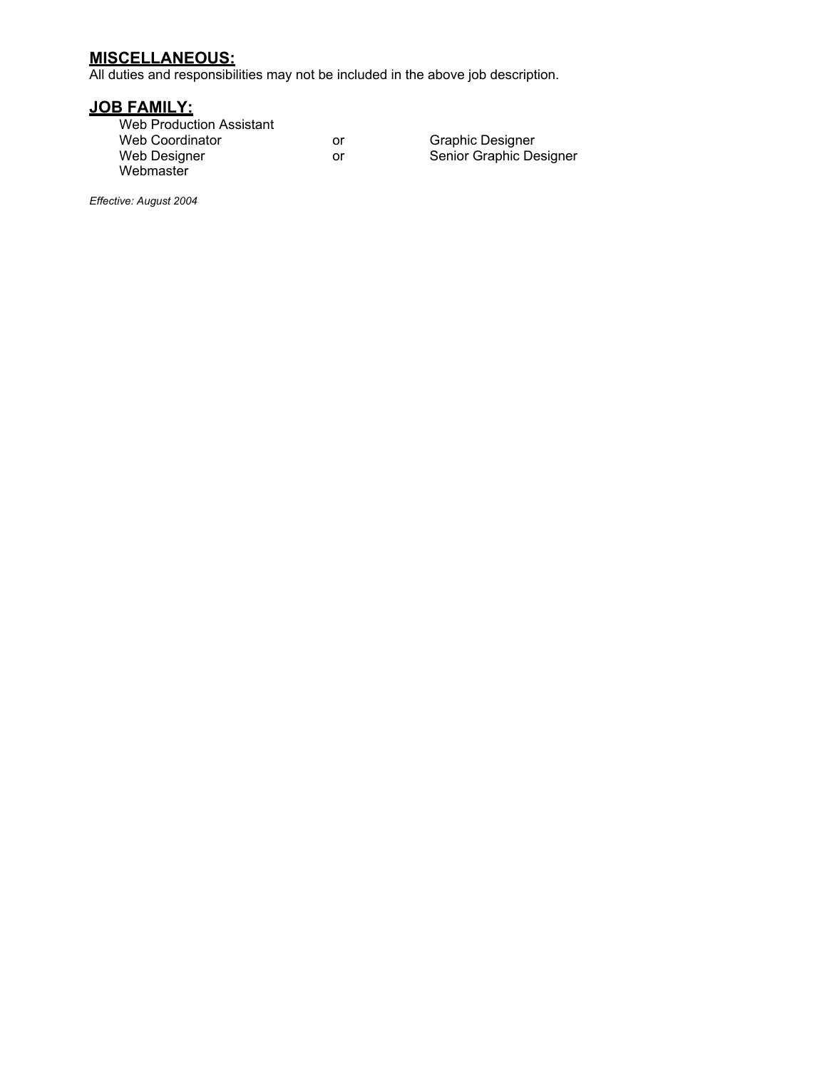## MISCELLANEOUS:

All duties and responsibilities may not be included in the above job description.

## JOB FAMILY:

| | | |
|---|---|---|
| Web Production Assistant | | |
| Web Coordinator | or | Graphic Designer |
| Web Designer | or | Senior Graphic Designer |
| Webmaster | | |

*Effective: August 2004*